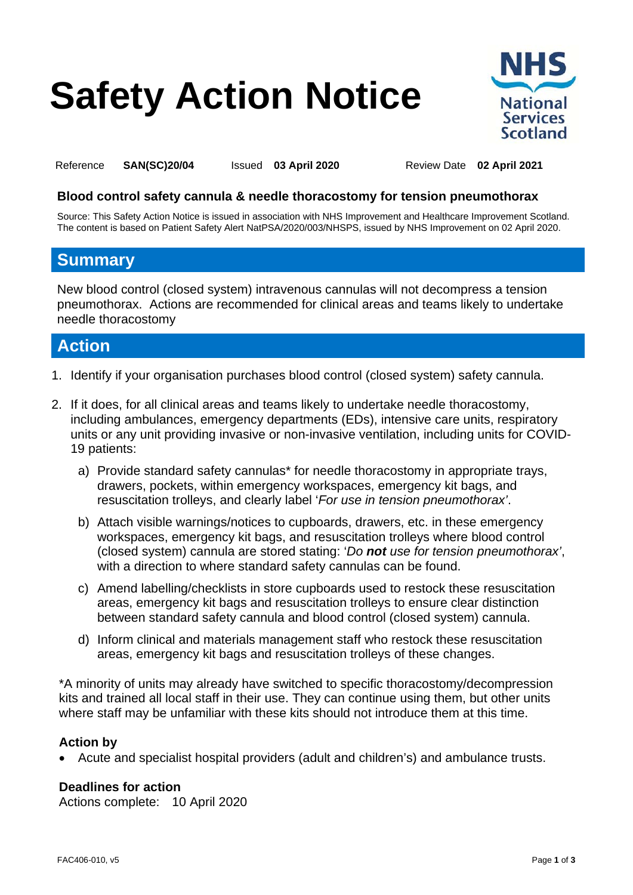# Safety Action Notice

Reference **SAN(SC)20/04** Issued **03 April 2020** Review Date **02 April 2021**

**Blood control safety cannula & needle thoracostomy for tension pneumothorax**

Source: This Safety Action Notice is issued in association with NHS Improvement and Healthcare Improvement Scotland. The content is based on Patient Safety Alert NatPSA/2020/003/NHSPS, issued by NHS Improvement on 02 April 2020.

## Summary

New blood control (closed system) intravenous cannulas will not decompress a tension pneumothorax. Actions are recommended for clinical areas and teams likely to undertake needle thoracostomy

## Action

1. Identify if your organisation purchases blood control (closed system) safety cannula.
2. If it does, for all clinical areas and teams likely to undertake needle thoracostomy, including ambulances, emergency departments (EDs), intensive care units, respiratory units or any unit providing invasive or non-invasive ventilation, including units for COVID-19 patients:
   a) Provide standard safety cannulas* for needle thoracostomy in appropriate trays, drawers, pockets, within emergency workspaces, emergency kit bags, and resuscitation trolleys, and clearly label '*For use in tension pneumothorax*'.
   b) Attach visible warnings/notices to cupboards, drawers, etc. in these emergency workspaces, emergency kit bags, and resuscitation trolleys where blood control (closed system) cannula are stored stating: '*Do **not** use for tension pneumothorax*', with a direction to where standard safety cannulas can be found.
   c) Amend labelling/checklists in store cupboards used to restock these resuscitation areas, emergency kit bags and resuscitation trolleys to ensure clear distinction between standard safety cannula and blood control (closed system) cannula.
   d) Inform clinical and materials management staff who restock these resuscitation areas, emergency kit bags and resuscitation trolleys of these changes.

*A minority of units may already have switched to specific thoracostomy/decompression kits and trained all local staff in their use. They can continue using them, but other units where staff may be unfamiliar with these kits should not introduce them at this time.

**Action by**

- Acute and specialist hospital providers (adult and children's) and ambulance trusts.

**Deadlines for action**

Actions complete: 10 April 2020

FAC406-010, v5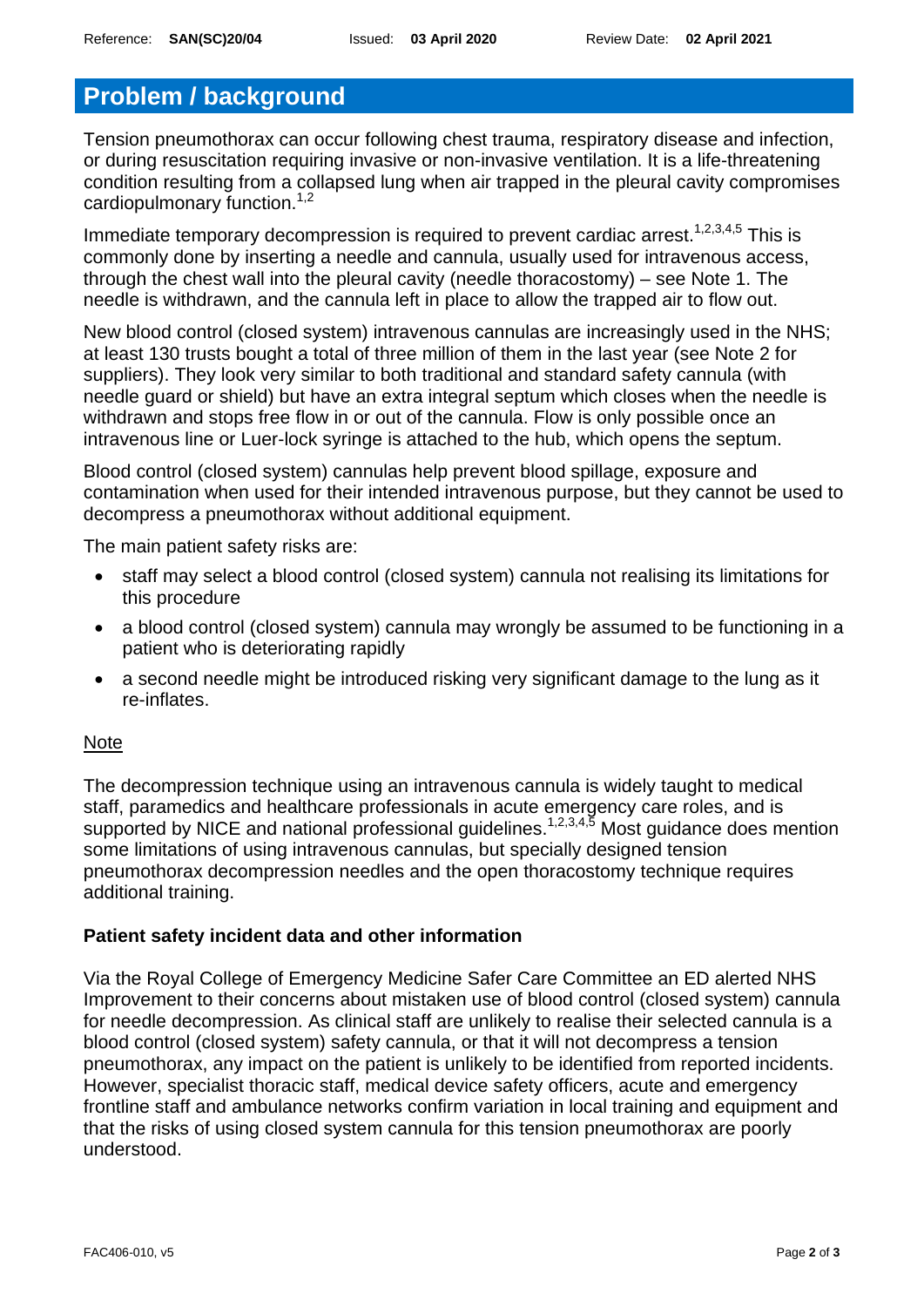## Problem / background

Tension pneumothorax can occur following chest trauma, respiratory disease and infection, or during resuscitation requiring invasive or non-invasive ventilation. It is a life-threatening condition resulting from a collapsed lung when air trapped in the pleural cavity compromises cardiopulmonary function.[1,2]

Immediate temporary decompression is required to prevent cardiac arrest.[1,2,3,4,5] This is commonly done by inserting a needle and cannula, usually used for intravenous access, through the chest wall into the pleural cavity (needle thoracostomy) – see Note 1. The needle is withdrawn, and the cannula left in place to allow the trapped air to flow out.

New blood control (closed system) intravenous cannulas are increasingly used in the NHS; at least 130 trusts bought a total of three million of them in the last year (see Note 2 for suppliers). They look very similar to both traditional and standard safety cannula (with needle guard or shield) but have an extra integral septum which closes when the needle is withdrawn and stops free flow in or out of the cannula. Flow is only possible once an intravenous line or Luer-lock syringe is attached to the hub, which opens the septum.

Blood control (closed system) cannulas help prevent blood spillage, exposure and contamination when used for their intended intravenous purpose, but they cannot be used to decompress a pneumothorax without additional equipment.

The main patient safety risks are:

- staff may select a blood control (closed system) cannula not realising its limitations for this procedure
- a blood control (closed system) cannula may wrongly be assumed to be functioning in a patient who is deteriorating rapidly
- a second needle might be introduced risking very significant damage to the lung as it re-inflates.

<u>Note</u>

The decompression technique using an intravenous cannula is widely taught to medical staff, paramedics and healthcare professionals in acute emergency care roles, and is supported by NICE and national professional guidelines.[1,2,3,4,5] Most guidance does mention some limitations of using intravenous cannulas, but specially designed tension pneumothorax decompression needles and the open thoracostomy technique requires additional training.

### Patient safety incident data and other information

Via the Royal College of Emergency Medicine Safer Care Committee an ED alerted NHS Improvement to their concerns about mistaken use of blood control (closed system) cannula for needle decompression. As clinical staff are unlikely to realise their selected cannula is a blood control (closed system) safety cannula, or that it will not decompress a tension pneumothorax, any impact on the patient is unlikely to be identified from reported incidents. However, specialist thoracic staff, medical device safety officers, acute and emergency frontline staff and ambulance networks confirm variation in local training and equipment and that the risks of using closed system cannula for this tension pneumothorax are poorly understood.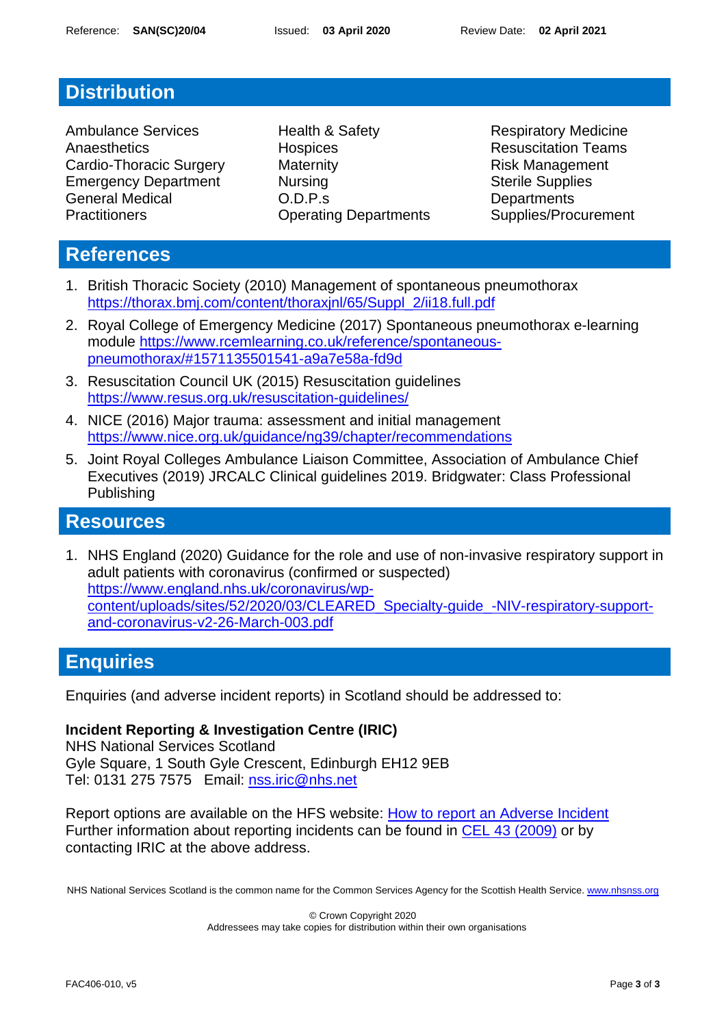## Distribution

Ambulance Services
Anaesthetics
Cardio-Thoracic Surgery
Emergency Department
General Medical Practitioners
Health & Safety
Hospices
Maternity
Nursing
O.D.P.s
Operating Departments
Respiratory Medicine
Resuscitation Teams
Risk Management
Sterile Supplies Departments
Supplies/Procurement

## References

1. British Thoracic Society (2010) Management of spontaneous pneumothorax https://thorax.bmj.com/content/thoraxjnl/65/Suppl_2/ii18.full.pdf
2. Royal College of Emergency Medicine (2017) Spontaneous pneumothorax e-learning module https://www.rcemlearning.co.uk/reference/spontaneous-pneumothorax/#1571135501541-a9a7e58a-fd9d
3. Resuscitation Council UK (2015) Resuscitation guidelines https://www.resus.org.uk/resuscitation-guidelines/
4. NICE (2016) Major trauma: assessment and initial management https://www.nice.org.uk/guidance/ng39/chapter/recommendations
5. Joint Royal Colleges Ambulance Liaison Committee, Association of Ambulance Chief Executives (2019) JRCALC Clinical guidelines 2019. Bridgwater: Class Professional Publishing

## Resources

1. NHS England (2020) Guidance for the role and use of non-invasive respiratory support in adult patients with coronavirus (confirmed or suspected) https://www.england.nhs.uk/coronavirus/wp-content/uploads/sites/52/2020/03/CLEARED_Specialty-guide_-NIV-respiratory-support-and-coronavirus-v2-26-March-003.pdf

## Enquiries

Enquiries (and adverse incident reports) in Scotland should be addressed to:

**Incident Reporting & Investigation Centre (IRIC)**
NHS National Services Scotland
Gyle Square, 1 South Gyle Crescent, Edinburgh EH12 9EB
Tel: 0131 275 7575 Email: nss.iric@nhs.net

Report options are available on the HFS website: How to report an Adverse Incident
Further information about reporting incidents can be found in CEL 43 (2009) or by contacting IRIC at the above address.

NHS National Services Scotland is the common name for the Common Services Agency for the Scottish Health Service. www.nhsnss.org

© Crown Copyright 2020
Addressees may take copies for distribution within their own organisations